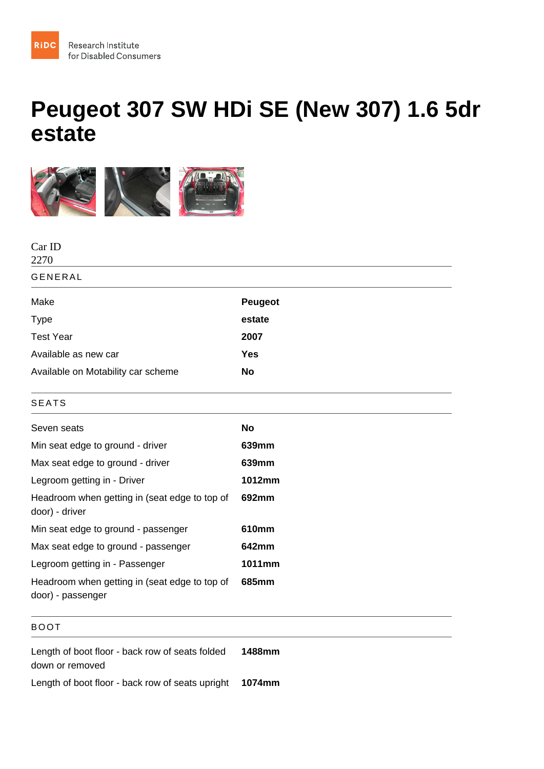Research Institute for Disabled Consumers

# Peugeot 307 SW HDi SE (New 307) 1.6 5dr estate

Car ID
2270

## GENERAL

| | |
|---|---|
| Make | **Peugeot** |
| Type | **estate** |
| Test Year | **2007** |
| Available as new car | **Yes** |
| Available on Motability car scheme | **No** |

## SEATS

| | |
|---|---|
| Seven seats | **No** |
| Min seat edge to ground - driver | **639mm** |
| Max seat edge to ground - driver | **639mm** |
| Legroom getting in - Driver | **1012mm** |
| Headroom when getting in (seat edge to top of door) - driver | **692mm** |
| Min seat edge to ground - passenger | **610mm** |
| Max seat edge to ground - passenger | **642mm** |
| Legroom getting in - Passenger | **1011mm** |
| Headroom when getting in (seat edge to top of door) - passenger | **685mm** |

## BOOT

| | |
|---|---|
| Length of boot floor - back row of seats folded down or removed | **1488mm** |
| Length of boot floor - back row of seats upright | **1074mm** |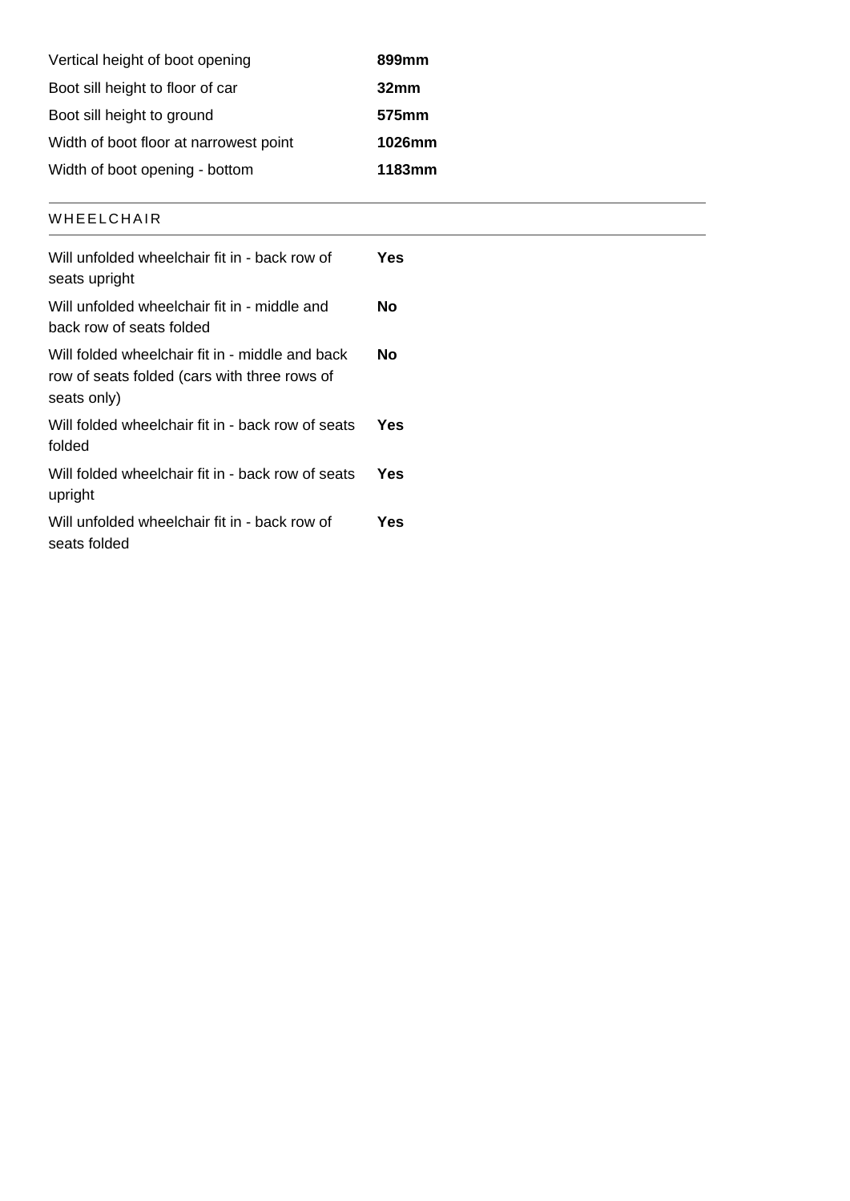| | |
|---|---|
| Vertical height of boot opening | **899mm** |
| Boot sill height to floor of car | **32mm** |
| Boot sill height to ground | **575mm** |
| Width of boot floor at narrowest point | **1026mm** |
| Width of boot opening - bottom | **1183mm** |

## WHEELCHAIR

| | |
|---|---|
| Will unfolded wheelchair fit in - back row of seats upright | **Yes** |
| Will unfolded wheelchair fit in - middle and back row of seats folded | **No** |
| Will folded wheelchair fit in - middle and back row of seats folded (cars with three rows of seats only) | **No** |
| Will folded wheelchair fit in - back row of seats folded | **Yes** |
| Will folded wheelchair fit in - back row of seats upright | **Yes** |
| Will unfolded wheelchair fit in - back row of seats folded | **Yes** |